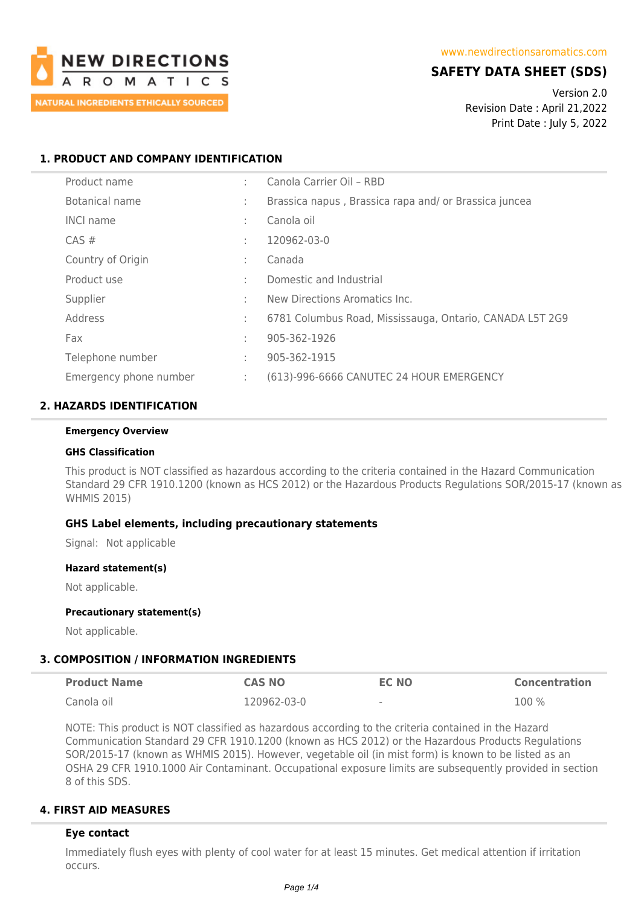NEW DIRECTIONS AROMATICS

NATURAL INGREDIENTS ETHICALLY SOURCED

www.newdirectionsaromatics.com

# SAFETY DATA SHEET (SDS)

Version 2.0
Revision Date : April 21,2022
Print Date : July 5, 2022

## 1. PRODUCT AND COMPANY IDENTIFICATION

| | | |
|---|---|---|
| Product name | : | Canola Carrier Oil – RBD |
| Botanical name | : | Brassica napus , Brassica rapa and/ or Brassica juncea |
| INCI name | : | Canola oil |
| CAS # | : | 120962-03-0 |
| Country of Origin | : | Canada |
| Product use | : | Domestic and Industrial |
| Supplier | : | New Directions Aromatics Inc. |
| Address | : | 6781 Columbus Road, Mississauga, Ontario, CANADA L5T 2G9 |
| Fax | : | 905-362-1926 |
| Telephone number | : | 905-362-1915 |
| Emergency phone number | : | (613)-996-6666 CANUTEC 24 HOUR EMERGENCY |

## 2. HAZARDS IDENTIFICATION

**Emergency Overview**

**GHS Classification**

This product is NOT classified as hazardous according to the criteria contained in the Hazard Communication Standard 29 CFR 1910.1200 (known as HCS 2012) or the Hazardous Products Regulations SOR/2015-17 (known as WHMIS 2015)

### GHS Label elements, including precautionary statements

Signal: Not applicable

**Hazard statement(s)**

Not applicable.

**Precautionary statement(s)**

Not applicable.

## 3. COMPOSITION / INFORMATION INGREDIENTS

| Product Name | CAS NO | EC NO | Concentration |
|---|---|---|---|
| Canola oil | 120962-03-0 | - | 100 % |

NOTE: This product is NOT classified as hazardous according to the criteria contained in the Hazard Communication Standard 29 CFR 1910.1200 (known as HCS 2012) or the Hazardous Products Regulations SOR/2015-17 (known as WHMIS 2015). However, vegetable oil (in mist form) is known to be listed as an OSHA 29 CFR 1910.1000 Air Contaminant. Occupational exposure limits are subsequently provided in section 8 of this SDS.

## 4. FIRST AID MEASURES

### Eye contact

Immediately flush eyes with plenty of cool water for at least 15 minutes. Get medical attention if irritation occurs.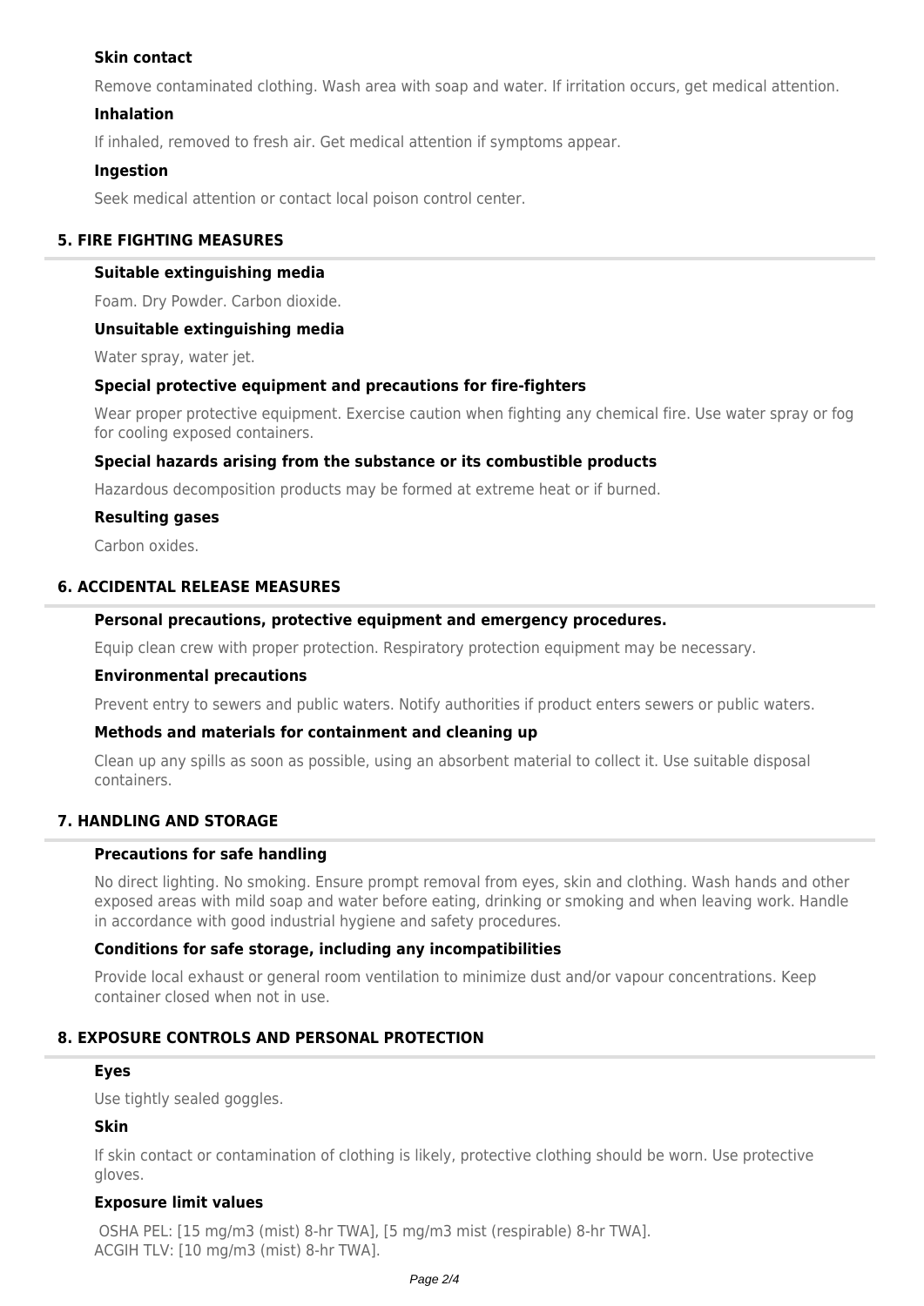### Skin contact

Remove contaminated clothing. Wash area with soap and water. If irritation occurs, get medical attention.

### Inhalation

If inhaled, removed to fresh air. Get medical attention if symptoms appear.

### Ingestion

Seek medical attention or contact local poison control center.

## 5. FIRE FIGHTING MEASURES

### Suitable extinguishing media

Foam. Dry Powder. Carbon dioxide.

### Unsuitable extinguishing media

Water spray, water jet.

### Special protective equipment and precautions for fire-fighters

Wear proper protective equipment. Exercise caution when fighting any chemical fire. Use water spray or fog for cooling exposed containers.

### Special hazards arising from the substance or its combustible products

Hazardous decomposition products may be formed at extreme heat or if burned.

### Resulting gases

Carbon oxides.

## 6. ACCIDENTAL RELEASE MEASURES

### Personal precautions, protective equipment and emergency procedures.

Equip clean crew with proper protection. Respiratory protection equipment may be necessary.

### Environmental precautions

Prevent entry to sewers and public waters. Notify authorities if product enters sewers or public waters.

### Methods and materials for containment and cleaning up

Clean up any spills as soon as possible, using an absorbent material to collect it. Use suitable disposal containers.

## 7. HANDLING AND STORAGE

### Precautions for safe handling

No direct lighting. No smoking. Ensure prompt removal from eyes, skin and clothing. Wash hands and other exposed areas with mild soap and water before eating, drinking or smoking and when leaving work. Handle in accordance with good industrial hygiene and safety procedures.

### Conditions for safe storage, including any incompatibilities

Provide local exhaust or general room ventilation to minimize dust and/or vapour concentrations. Keep container closed when not in use.

## 8. EXPOSURE CONTROLS AND PERSONAL PROTECTION

### Eyes

Use tightly sealed goggles.

### Skin

If skin contact or contamination of clothing is likely, protective clothing should be worn. Use protective gloves.

### Exposure limit values

OSHA PEL: [15 mg/m3 (mist) 8-hr TWA], [5 mg/m3 mist (respirable) 8-hr TWA].
ACGIH TLV: [10 mg/m3 (mist) 8-hr TWA].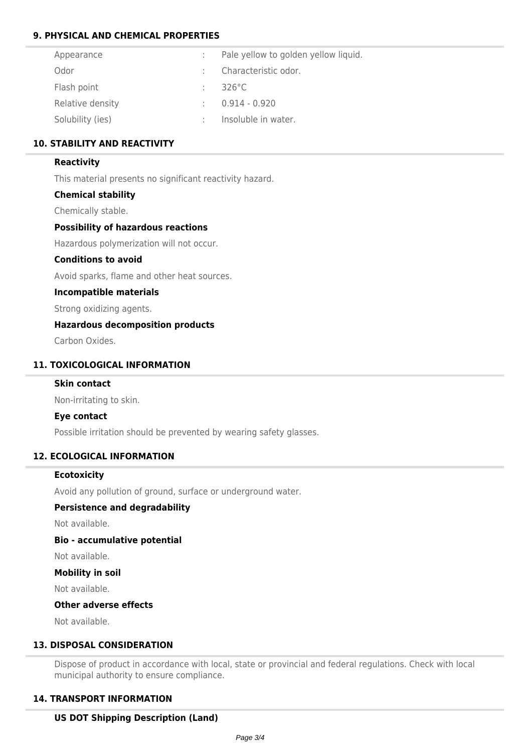## 9. PHYSICAL AND CHEMICAL PROPERTIES

| | | |
|---|---|---|
| Appearance | : | Pale yellow to golden yellow liquid. |
| Odor | : | Characteristic odor. |
| Flash point | : | 326°C |
| Relative density | : | 0.914 - 0.920 |
| Solubility (ies) | : | Insoluble in water. |

## 10. STABILITY AND REACTIVITY

**Reactivity**

This material presents no significant reactivity hazard.

**Chemical stability**

Chemically stable.

**Possibility of hazardous reactions**

Hazardous polymerization will not occur.

**Conditions to avoid**

Avoid sparks, flame and other heat sources.

**Incompatible materials**

Strong oxidizing agents.

**Hazardous decomposition products**

Carbon Oxides.

## 11. TOXICOLOGICAL INFORMATION

**Skin contact**

Non-irritating to skin.

**Eye contact**

Possible irritation should be prevented by wearing safety glasses.

## 12. ECOLOGICAL INFORMATION

**Ecotoxicity**

Avoid any pollution of ground, surface or underground water.

**Persistence and degradability**

Not available.

**Bio - accumulative potential**

Not available.

**Mobility in soil**

Not available.

**Other adverse effects**

Not available.

## 13. DISPOSAL CONSIDERATION

Dispose of product in accordance with local, state or provincial and federal regulations. Check with local municipal authority to ensure compliance.

## 14. TRANSPORT INFORMATION

**US DOT Shipping Description (Land)**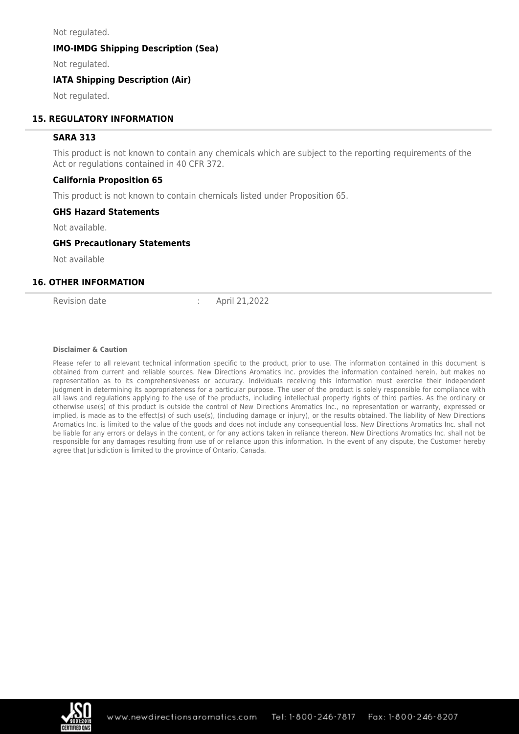Not regulated.

### IMO-IMDG Shipping Description (Sea)

Not regulated.

### IATA Shipping Description (Air)

Not regulated.

## 15. REGULATORY INFORMATION

### SARA 313

This product is not known to contain any chemicals which are subject to the reporting requirements of the Act or regulations contained in 40 CFR 372.

### California Proposition 65

This product is not known to contain chemicals listed under Proposition 65.

### GHS Hazard Statements

Not available.

### GHS Precautionary Statements

Not available

## 16. OTHER INFORMATION

Revision date : April 21,2022

**Disclaimer & Caution**

Please refer to all relevant technical information specific to the product, prior to use. The information contained in this document is obtained from current and reliable sources. New Directions Aromatics Inc. provides the information contained herein, but makes no representation as to its comprehensiveness or accuracy. Individuals receiving this information must exercise their independent judgment in determining its appropriateness for a particular purpose. The user of the product is solely responsible for compliance with all laws and regulations applying to the use of the products, including intellectual property rights of third parties. As the ordinary or otherwise use(s) of this product is outside the control of New Directions Aromatics Inc., no representation or warranty, expressed or implied, is made as to the effect(s) of such use(s), (including damage or injury), or the results obtained. The liability of New Directions Aromatics Inc. is limited to the value of the goods and does not include any consequential loss. New Directions Aromatics Inc. shall not be liable for any errors or delays in the content, or for any actions taken in reliance thereon. New Directions Aromatics Inc. shall not be responsible for any damages resulting from use of or reliance upon this information. In the event of any dispute, the Customer hereby agree that Jurisdiction is limited to the province of Ontario, Canada.